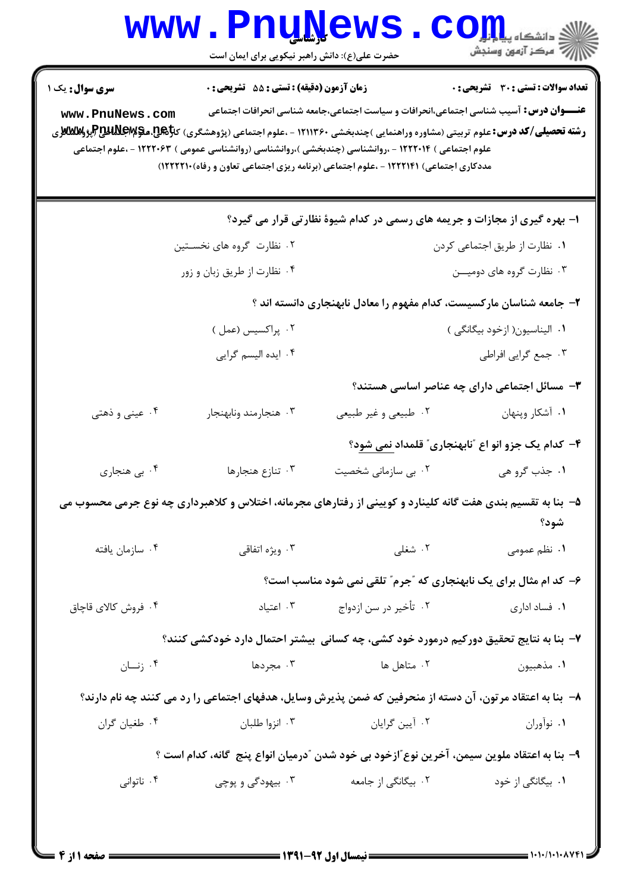**سری سوال:** یک ۱

**زمان آزمون (دقیقه) : تستی : ۵۵ تشریحی : ۰**

**تعداد سوالات : تستی : ۳۰ تشریحی : ۰**

**عنـــوان درس:** آسیب شناسی اجتماعی،انحرافات و سیاست اجتماعی،جامعه شناسی انحرافات اجتماعی

**رشته تحصیلی/کد درس:** علوم تربیتی (مشاوره وراهنمایی )چندبخشی ۱۲۱۱۳۶۰ - ،علوم اجتماعی (پژوهشگری) کارشناسی،علوم اجتماعی (پژوهشگری علوم اجتماعی ) ۱۲۲۲۰۱۴ - ،روانشناسی (چندبخشی )،روانشناسی (روانشناسی عمومی ) ۱۲۲۲۰۶۳ - ،علوم اجتماعی مددکاری اجتماعی) ۱۲۲۲۱۴۱ - ،علوم اجتماعی (برنامه ریزی اجتماعی تعاون و رفاه)۱۲۲۲۲۱۰)

**۱- بهره گیری از مجازات و جریمه های رسمی در کدام شیوهٔ نظارتی قرار می گیرد؟**

۱. نظارت از طریق اجتماعی کردن
۲. نظارت گروه های نخستین
۳. نظارت گروه های دومین
۴. نظارت از طریق زبان و زور

**۲- جامعه شناسان مارکسیست، کدام مفهوم را معادل نابهنجاری دانسته اند ؟**

۱. الیناسیون( ازخود بیگانگی )
۲. پراکسیس (عمل )
۳. جمع گرایی افراطی
۴. ایده الیسم گرایی

**۳- مسائل اجتماعی دارای چه عناصر اساسی هستند؟**

۱. آشکار وپنهان
۲. طبیعی و غیر طبیعی
۳. هنجارمند ونابهنجار
۴. عینی و ذهنی

**۴- کدام یک جزو انو اع "نابهنجاری" قلمداد نمی شود؟**

۱. جذب گرو هی
۲. بی سازمانی شخصیت
۳. تنازع هنجارها
۴. بی هنجاری

**۵- بنا به تقسیم بندی هفت گانه کلینارد و کویینی از رفتارهای مجرمانه، اختلاس و کلاهبرداری چه نوع جرمی محسوب می شود؟**

۱. نظم عمومی
۲. شغلی
۳. ویژه اتفاقی
۴. سازمان یافته

**۶- کد ام مثال برای یک نابهنجاری که "جرم" تلقی نمی شود مناسب است؟**

۱. فساد اداری
۲. تأخیر در سن ازدواج
۳. اعتیاد
۴. فروش کالای قاچاق

**۷- بنا به نتایج تحقیق دورکیم درمورد خود کشی، چه کسانی بیشتر احتمال دارد خودکشی کنند؟**

۱. مذهبیون
۲. متاهل ها
۳. مجردها
۴. زنـــان

**۸- بنا به اعتقاد مرتون، آن دسته از منحرفین که ضمن پذیرش وسایل، هدفهای اجتماعی را رد می کنند چه نام دارند؟**

۱. نوآوران
۲. آیین گرایان
۳. انزوا طلبان
۴. طغیان گران

**۹- بنا به اعتقاد ملوین سیمن، آخرین نوع"ازخود بی خود شدن "درمیان انواع پنج گانه، کدام است ؟**

۱. بیگانگی از خود
۲. بیگانگی از جامعه
۳. بیهودگی و پوچی
۴. ناتوانی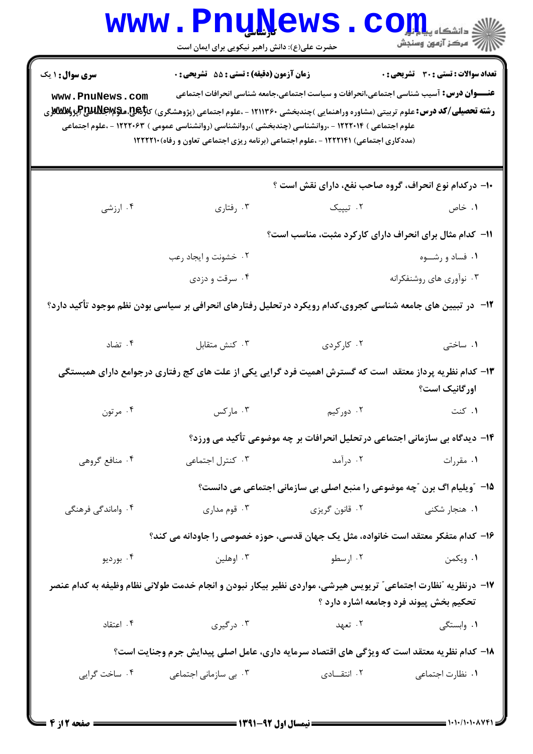**سری سوال:** ۱ یک

**زمان آزمون (دقیقه) : تستی : ۵۵ تشریحی : ۰**

**تعداد سوالات : تستی : ۳۰ تشریحی : ۰**

**عنـــوان درس:** آسیب شناسی اجتماعی،انحرافات و سیاست اجتماعی،جامعه شناسی انحرافات اجتماعی

**رشته تحصیلی/کد درس:** علوم تربیتی (مشاوره وراهنمایی )چندبخشی ۱۲۱۱۳۶۰ - ،علوم اجتماعی (پژوهشگری) کارشناسی،علوم اجتماعی (پژوهشگری علوم اجتماعی ) ۱۲۲۲۰۱۴ - ،روانشناسی (چندبخشی )،روانشناسی (روانشناسی عمومی ) ۱۲۲۲۰۶۳ - ،علوم اجتماعی (مددکاری اجتماعی) ۱۲۲۲۱۴۱ - ،علوم اجتماعی (برنامه ریزی اجتماعی تعاون و رفاه)۱۲۲۲۲۱۰

۱۰- درکدام نوع انحراف، گروه صاحب نفع، دارای نقش است ؟

۱. خاص
۲. تیپیک
۳. رفتاری
۴. ارزشی

۱۱- کدام مثال برای انحراف دارای کارکرد مثبت، مناسب است؟

۱. فساد و رشـــوه
۲. خشونت و ایجاد رعب
۳. نوآوری های روشنفکرانه
۴. سرقت و دزدی

۱۲- در تبیین های جامعه شناسی کجروی،کدام رویکرد درتحلیل رفتارهای انحرافی بر سیاسی بودن نظم موجود تأکید دارد؟

۱. ساختی
۲. کارکردی
۳. کنش متقابل
۴. تضاد

۱۳- کدام نظریه پرداز معتقد است که گسترش اهمیت فرد گرایی یکی از علت های کج رفتاری درجوامع دارای همبستگی اورگانیک است؟

۱. کنت
۲. دورکیم
۳. مارکس
۴. مرتون

۱۴- دیدگاه بی سازمانی اجتماعی درتحلیل انحرافات بر چه موضوعی تأکید می ورزد؟

۱. مقررات
۲. درآمد
۳. کنترل اجتماعی
۴. منافع گروهی

۱۵- "ویلیام اگ برن "چه موضوعی را منبع اصلی بی سازمانی اجتماعی می دانست؟

۱. هنجار شکنی
۲. قانون گریزی
۳. قوم مداری
۴. واماندگی فرهنگی

۱۶- کدام متفکر معتقد است خانواده، مثل یک جهان قدسی، حوزه خصوصی را جاودانه می کند؟

۱. ویکمن
۲. ارسطو
۳. اوهلین
۴. بوردیو

۱۷- درنظریه "نظارت اجتماعی" تریویس هیرشی، مواردی نظیر بیکار نبودن و انجام خدمت طولانی نظام وظیفه به کدام عنصر تحکیم بخش پیوند فرد وجامعه اشاره دارد ؟

۱. وابستگی
۲. تعهد
۳. درگیری
۴. اعتقاد

۱۸- کدام نظریه معتقد است که ویژگی های اقتصاد سرمایه داری، عامل اصلی پیدایش جرم وجنایت است؟

۱. نظارت اجتماعی
۲. انتقـــادی
۳. بی سازمانی اجتماعی
۴. ساخت گرایی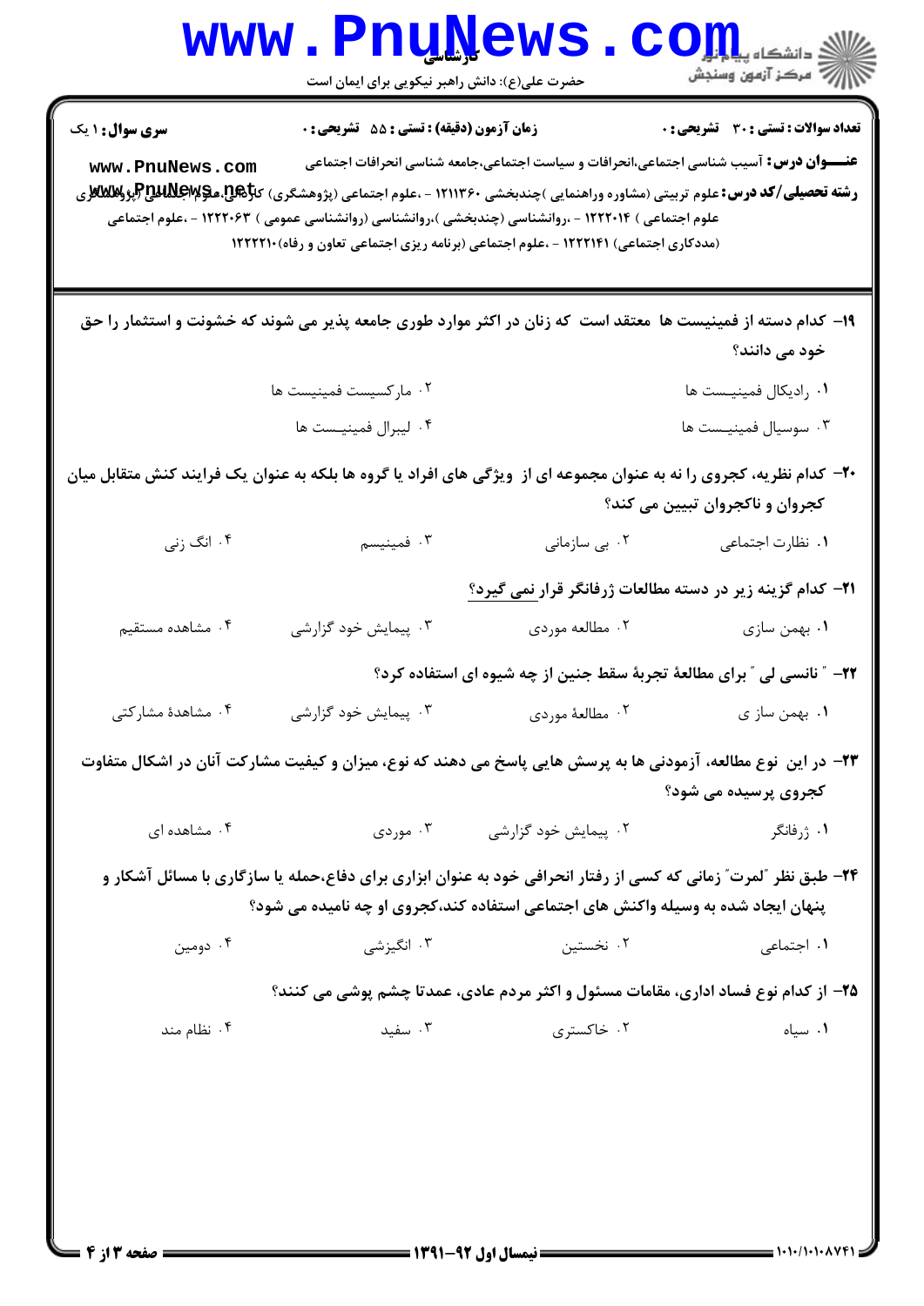**سری سوال:** ۱ یک | **زمان آزمون (دقیقه) : تستی :** ۵۵ **تشریحی :** ۰ | **تعداد سوالات : تستی :** ۳۰ **تشریحی :** ۰

**عنـــوان درس:** آسیب شناسی اجتماعی،انحرافات و سیاست اجتماعی،جامعه شناسی انحرافات اجتماعی

**رشته تحصیلی/کد درس:** علوم تربیتی (مشاوره وراهنمایی )چندبخشی ۱۲۱۱۳۶۰ - ،علوم اجتماعی (پژوهشگری) کاردانی علوم اجتماعی (پژوهشگری علوم اجتماعی ) ۱۲۲۲۰۱۴ - ،روانشناسی (چندبخشی )،روانشناسی (روانشناسی عمومی ) ۱۲۲۲۰۶۳ - ،علوم اجتماعی (مددکاری اجتماعی) ۱۲۲۲۱۴۱ - ،علوم اجتماعی (برنامه ریزی اجتماعی تعاون و رفاه)۱۲۲۲۲۱۰

**۱۹-** کدام دسته از فمینیست ها معتقد است که زنان در اکثر موارد طوری جامعه پذیر می شوند که خشونت و استثمار را حق خود می دانند؟

۱. رادیکال فمینیست ها
۲. مارکسیست فمینیست ها
۳. سوسیال فمینیست ها
۴. لیبرال فمینیست ها

**۲۰-** کدام نظریه، کجروی را نه به عنوان مجموعه ای از ویژگی های افراد یا گروه ها بلکه به عنوان یک فرایند کنش متقابل میان کجروان و ناکجروان تبیین می کند؟

۱. نظارت اجتماعی
۲. بی سازمانی
۳. فمینیسم
۴. انگ زنی

**۲۱-** کدام گزینه زیر در دسته مطالعات ژرفانگر قرار نمی گیرد؟

۱. بهمن سازی
۲. مطالعه موردی
۳. پیمایش خود گزارشی
۴. مشاهده مستقیم

**۲۲-** " نانسی لی " برای مطالعهٔ تجربهٔ سقط جنین از چه شیوه ای استفاده کرد؟

۱. بهمن ساز ی
۲. مطالعهٔ موردی
۳. پیمایش خود گزارشی
۴. مشاهدهٔ مشارکتی

**۲۳-** در این نوع مطالعه، آزمودنی ها به پرسش هایی پاسخ می دهند که نوع، میزان و کیفیت مشارکت آنان در اشکال متفاوت کجروی پرسیده می شود؟

۱. ژرفانگر
۲. پیمایش خود گزارشی
۳. موردی
۴. مشاهده ای

**۲۴-** طبق نظر "لمرت" زمانی که کسی از رفتار انحرافی خود به عنوان ابزاری برای دفاع،حمله یا سازگاری با مسائل آشکار و پنهان ایجاد شده به وسیله واکنش های اجتماعی استفاده کند،کجروی او چه نامیده می شود؟

۱. اجتماعی
۲. نخستین
۳. انگیزشی
۴. دومین

**۲۵-** از کدام نوع فساد اداری، مقامات مسئول و اکثر مردم عادی، عمدتا چشم پوشی می کنند؟

۱. سیاه
۲. خاکستری
۳. سفید
۴. نظام مند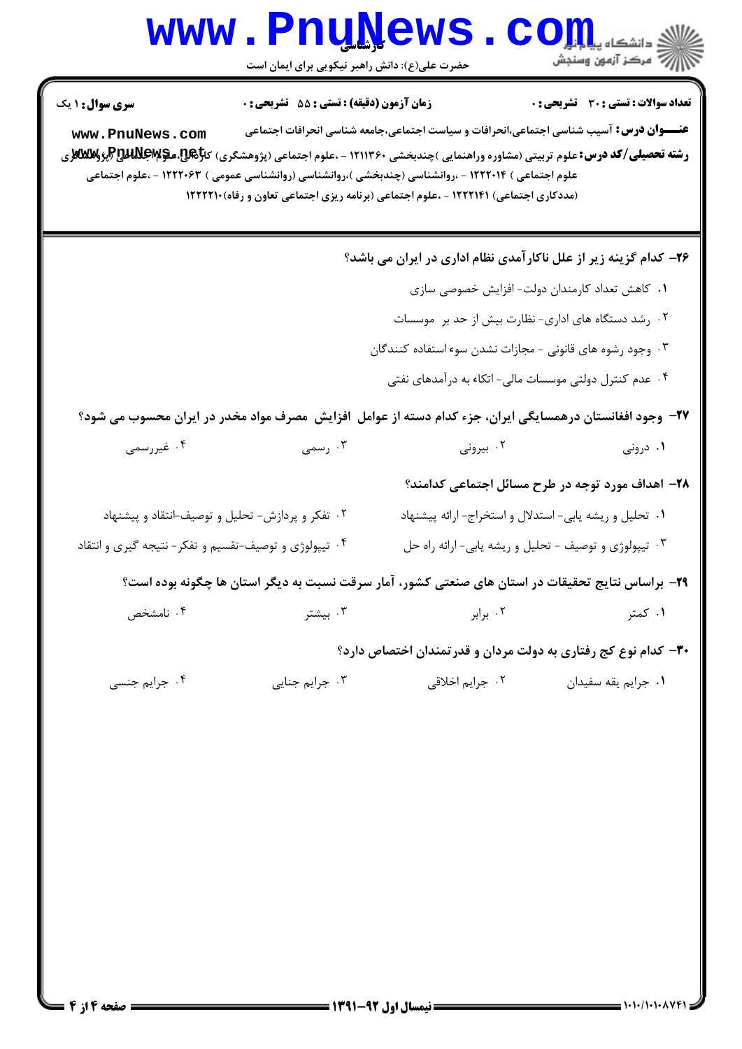**سری سوال:** ۱ یک

**زمان آزمون (دقیقه) : تستی : ۵۵ تشریحی : ۰**

**تعداد سوالات : تستی : ۳۰ تشریحی : ۰**

**عنـــوان درس:** آسیب شناسی اجتماعی،انحرافات و سیاست اجتماعی،جامعه شناسی انحرافات اجتماعی

**رشته تحصیلی/کد درس:** علوم تربیتی (مشاوره وراهنمایی )چندبخشی ۱۲۱۱۳۶۰ - ،علوم اجتماعی (پژوهشگری) کاردانی،علوم اجتماعی (پژوهشگری علوم اجتماعی ) ۱۲۲۲۰۱۴ - ،روانشناسی (چندبخشی )،روانشناسی (روانشناسی عمومی ) ۱۲۲۲۰۶۳ - ،علوم اجتماعی (مددکاری اجتماعی) ۱۲۲۲۱۴۱ - ،علوم اجتماعی (برنامه ریزی اجتماعی تعاون و رفاه)۱۲۲۲۲۱۰

**۲۶- کدام گزینه زیر از علل ناکارآمدی نظام اداری در ایران می باشد؟**

۱. کاهش تعداد کارمندان دولت- افزایش خصوصی سازی

۲. رشد دستگاه های اداری- نظارت بیش از حد بر موسسات

۳. وجود رشوه های قانونی - مجازات نشدن سوء استفاده کنندگان

۴. عدم کنترل دولتی موسسات مالی- اتکاء به درآمدهای نفتی

**۲۷- وجود افغانستان درهمسایگی ایران، جزء کدام دسته از عوامل افزایش مصرف مواد مخدر در ایران محسوب می شود؟**

۱. درونی ۲. بیرونی ۳. رسمی ۴. غیررسمی

**۲۸- اهداف مورد توجه در طرح مسائل اجتماعی کدامند؟**

۱. تحلیل و ریشه یابی- استدلال و استخراج- ارائه پیشنهاد

۲. تفکر و پردازش- تحلیل و توصیف-انتقاد و پیشنهاد

۳. تیپولوژی و توصیف - تحلیل و ریشه یابی- ارائه راه حل

۴. تیپولوژی و توصیف-تقسیم و تفکر- نتیجه گیری و انتقاد

**۲۹- براساس نتایج تحقیقات در استان های صنعتی کشور، آمار سرقت نسبت به دیگر استان ها چگونه بوده است؟**

۱. کمتر ۲. برابر ۳. بیشتر ۴. نامشخص

**۳۰- کدام نوع کج رفتاری به دولت مردان و قدرتمندان اختصاص دارد؟**

۱. جرایم یقه سفیدان ۲. جرایم اخلاقی ۳. جرایم جنایی ۴. جرایم جنسی